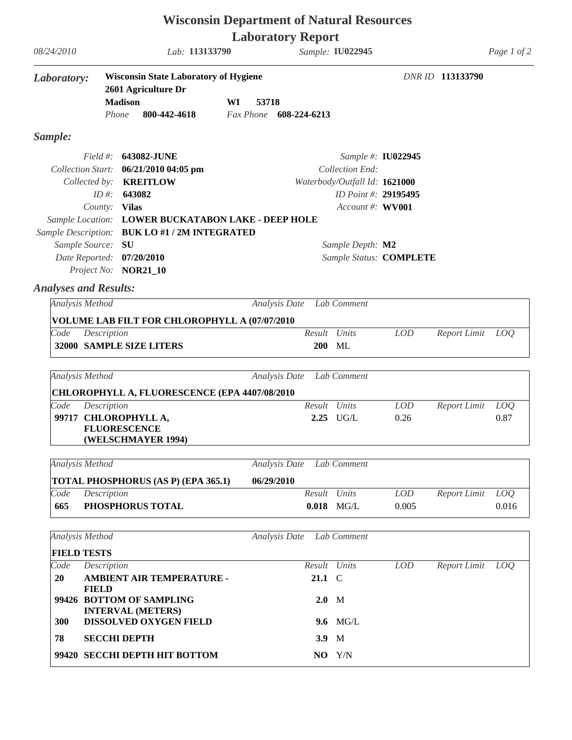# Wisconsin Department of Natural Resources

## Laboratory Report

*08/24/2010* *Lab:* **113133790** *Sample:* **IU022945**

### *Laboratory:*

**Wisconsin State Laboratory of Hygiene**
**2601 Agriculture Dr**
**Madison** **WI** **53718**
*Phone* **800-442-4618** *Fax Phone* **608-224-6213**

*DNR ID* **113133790**

### *Sample:*

| | | | |
|---|---|---|---|
| *Field #:* | **643082-JUNE** | *Sample #:* | **IU022945** |
| *Collection Start:* | **06/21/2010 04:05 pm** | *Collection End:* | |
| *Collected by:* | **KREITLOW** | *Waterbody/Outfall Id:* | **1621000** |
| *ID #:* | **643082** | *ID Point #:* | **29195495** |
| *County:* | **Vilas** | *Account #:* | **WV001** |
| *Sample Location:* | **LOWER BUCKATABON LAKE - DEEP HOLE** | | |
| *Sample Description:* | **BUK LO #1 / 2M INTEGRATED** | | |
| *Sample Source:* | **SU** | *Sample Depth:* | **M2** |
| *Date Reported:* | **07/20/2010** | *Sample Status:* | **COMPLETE** |
| *Project No:* | **NOR21_10** | | |

### *Analyses and Results:*

*Analysis Method:* **VOLUME LAB FILT FOR CHLOROPHYLL A** *Analysis Date:* **07/07/2010** *Lab Comment:*

| Code | Description | Result | Units | LOD | Report Limit | LOQ |
|---|---|---|---|---|---|---|
| **32000** | **SAMPLE SIZE LITERS** | **200** | ML | | | |

*Analysis Method:* **CHLOROPHYLL A, FLUORESCENCE (EPA 445** *Analysis Date:* **07/08/2010** *Lab Comment:*

| Code | Description | Result | Units | LOD | Report Limit | LOQ |
|---|---|---|---|---|---|---|
| **99717** | **CHLOROPHYLL A, FLUORESCENCE (WELSCHMAYER 1994)** | **2.25** | UG/L | 0.26 | | 0.87 |

*Analysis Method:* **TOTAL PHOSPHORUS (AS P) (EPA 365.1)** *Analysis Date:* **06/29/2010** *Lab Comment:*

| Code | Description | Result | Units | LOD | Report Limit | LOQ |
|---|---|---|---|---|---|---|
| **665** | **PHOSPHORUS TOTAL** | **0.018** | MG/L | 0.005 | | 0.016 |

*Analysis Method:* **FIELD TESTS** *Analysis Date:* *Lab Comment:*

| Code | Description | Result | Units | LOD | Report Limit | LOQ |
|---|---|---|---|---|---|---|
| **20** | **AMBIENT AIR TEMPERATURE - FIELD** | **21.1** | C | | | |
| **99426** | **BOTTOM OF SAMPLING INTERVAL (METERS)** | **2.0** | M | | | |
| **300** | **DISSOLVED OXYGEN FIELD** | **9.6** | MG/L | | | |
| **78** | **SECCHI DEPTH** | **3.9** | M | | | |
| **99420** | **SECCHI DEPTH HIT BOTTOM** | **NO** | Y/N | | | |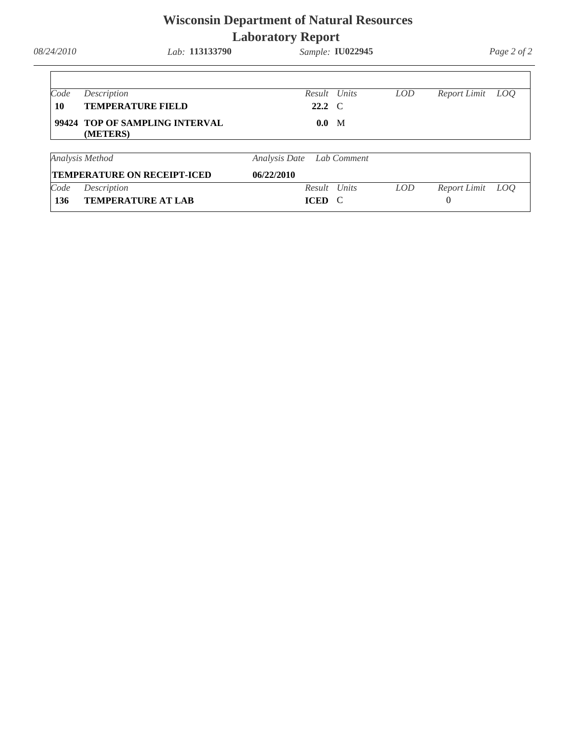| Code | Description | Result | Units | LOD | Report Limit | LOQ |
|---|---|---|---|---|---|---|
| **10** | **TEMPERATURE FIELD** | **22.2** | C | | | |
| **99424** | **TOP OF SAMPLING INTERVAL (METERS)** | **0.0** | M | | | |

| Analysis Method | Analysis Date | Lab Comment |
|---|---|---|
| **TEMPERATURE ON RECEIPT-ICED** | **06/22/2010** | |

| Code | Description | Result | Units | LOD | Report Limit | LOQ |
|---|---|---|---|---|---|---|
| **136** | **TEMPERATURE AT LAB** | **ICED** | C | | 0 | |